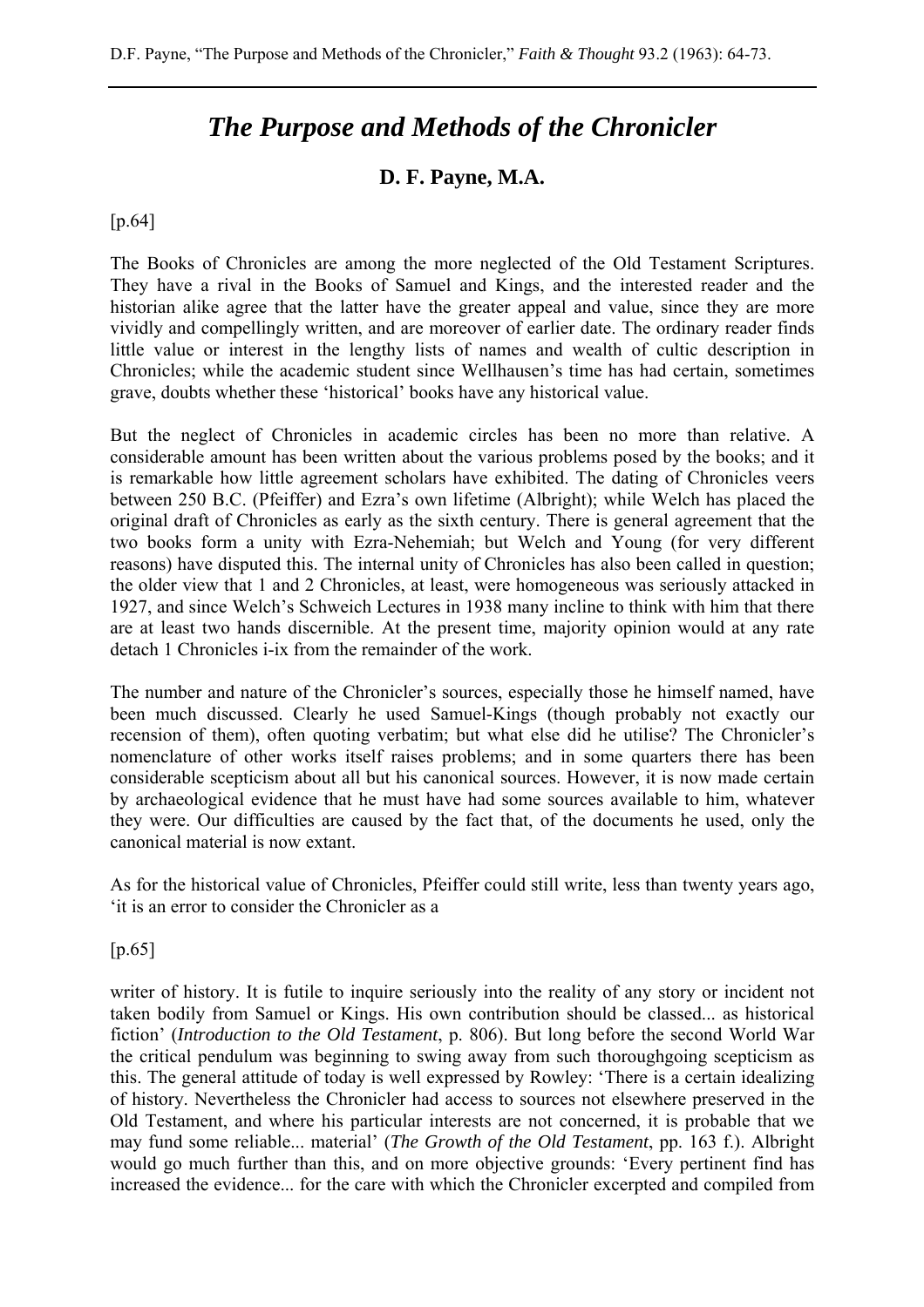# *The Purpose and Methods of the Chronicler*

## D. F. Payne, M.A.

[p.64]

The Books of Chronicles are among the more neglected of the Old Testament Scriptures. They have a rival in the Books of Samuel and Kings, and the interested reader and the historian alike agree that the latter have the greater appeal and value, since they are more vividly and compellingly written, and are moreover of earlier date. The ordinary reader finds little value or interest in the lengthy lists of names and wealth of cultic description in Chronicles; while the academic student since Wellhausen's time has had certain, sometimes grave, doubts whether these 'historical' books have any historical value.

But the neglect of Chronicles in academic circles has been no more than relative. A considerable amount has been written about the various problems posed by the books; and it is remarkable how little agreement scholars have exhibited. The dating of Chronicles veers between 250 B.C. (Pfeiffer) and Ezra's own lifetime (Albright); while Welch has placed the original draft of Chronicles as early as the sixth century. There is general agreement that the two books form a unity with Ezra-Nehemiah; but Welch and Young (for very different reasons) have disputed this. The internal unity of Chronicles has also been called in question; the older view that 1 and 2 Chronicles, at least, were homogeneous was seriously attacked in 1927, and since Welch's Schweich Lectures in 1938 many incline to think with him that there are at least two hands discernible. At the present time, majority opinion would at any rate detach 1 Chronicles i-ix from the remainder of the work.

The number and nature of the Chronicler's sources, especially those he himself named, have been much discussed. Clearly he used Samuel-Kings (though probably not exactly our recension of them), often quoting verbatim; but what else did he utilise? The Chronicler's nomenclature of other works itself raises problems; and in some quarters there has been considerable scepticism about all but his canonical sources. However, it is now made certain by archaeological evidence that he must have had some sources available to him, whatever they were. Our difficulties are caused by the fact that, of the documents he used, only the canonical material is now extant.

As for the historical value of Chronicles, Pfeiffer could still write, less than twenty years ago, 'it is an error to consider the Chronicler as a

[p.65]

writer of history. It is futile to inquire seriously into the reality of any story or incident not taken bodily from Samuel or Kings. His own contribution should be classed... as historical fiction' (*Introduction to the Old Testament*, p. 806). But long before the second World War the critical pendulum was beginning to swing away from such thoroughgoing scepticism as this. The general attitude of today is well expressed by Rowley: 'There is a certain idealizing of history. Nevertheless the Chronicler had access to sources not elsewhere preserved in the Old Testament, and where his particular interests are not concerned, it is probable that we may fund some reliable... material' (*The Growth of the Old Testament*, pp. 163 f.). Albright would go much further than this, and on more objective grounds: 'Every pertinent find has increased the evidence... for the care with which the Chronicler excerpted and compiled from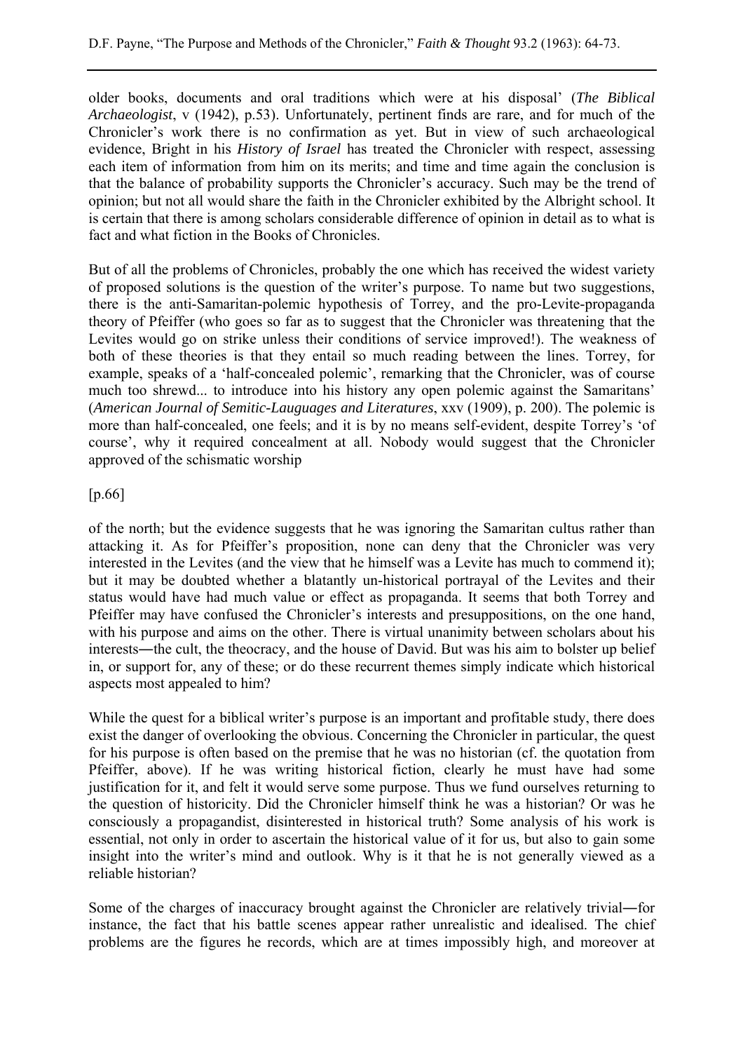older books, documents and oral traditions which were at his disposal' (*The Biblical Archaeologist*, v (1942), p.53). Unfortunately, pertinent finds are rare, and for much of the Chronicler's work there is no confirmation as yet. But in view of such archaeological evidence, Bright in his *History of Israel* has treated the Chronicler with respect, assessing each item of information from him on its merits; and time and time again the conclusion is that the balance of probability supports the Chronicler's accuracy. Such may be the trend of opinion; but not all would share the faith in the Chronicler exhibited by the Albright school. It is certain that there is among scholars considerable difference of opinion in detail as to what is fact and what fiction in the Books of Chronicles.

But of all the problems of Chronicles, probably the one which has received the widest variety of proposed solutions is the question of the writer's purpose. To name but two suggestions, there is the anti-Samaritan-polemic hypothesis of Torrey, and the pro-Levite-propaganda theory of Pfeiffer (who goes so far as to suggest that the Chronicler was threatening that the Levites would go on strike unless their conditions of service improved!). The weakness of both of these theories is that they entail so much reading between the lines. Torrey, for example, speaks of a 'half-concealed polemic', remarking that the Chronicler, was of course much too shrewd... to introduce into his history any open polemic against the Samaritans' (*American Journal of Semitic-Lauguages and Literatures*, xxv (1909), p. 200). The polemic is more than half-concealed, one feels; and it is by no means self-evident, despite Torrey's 'of course', why it required concealment at all. Nobody would suggest that the Chronicler approved of the schismatic worship

[p.66]

of the north; but the evidence suggests that he was ignoring the Samaritan cultus rather than attacking it. As for Pfeiffer's proposition, none can deny that the Chronicler was very interested in the Levites (and the view that he himself was a Levite has much to commend it); but it may be doubted whether a blatantly un-historical portrayal of the Levites and their status would have had much value or effect as propaganda. It seems that both Torrey and Pfeiffer may have confused the Chronicler's interests and presuppositions, on the one hand, with his purpose and aims on the other. There is virtual unanimity between scholars about his interests―the cult, the theocracy, and the house of David. But was his aim to bolster up belief in, or support for, any of these; or do these recurrent themes simply indicate which historical aspects most appealed to him?

While the quest for a biblical writer's purpose is an important and profitable study, there does exist the danger of overlooking the obvious. Concerning the Chronicler in particular, the quest for his purpose is often based on the premise that he was no historian (cf. the quotation from Pfeiffer, above). If he was writing historical fiction, clearly he must have had some justification for it, and felt it would serve some purpose. Thus we fund ourselves returning to the question of historicity. Did the Chronicler himself think he was a historian? Or was he consciously a propagandist, disinterested in historical truth? Some analysis of his work is essential, not only in order to ascertain the historical value of it for us, but also to gain some insight into the writer's mind and outlook. Why is it that he is not generally viewed as a reliable historian?

Some of the charges of inaccuracy brought against the Chronicler are relatively trivial―for instance, the fact that his battle scenes appear rather unrealistic and idealised. The chief problems are the figures he records, which are at times impossibly high, and moreover at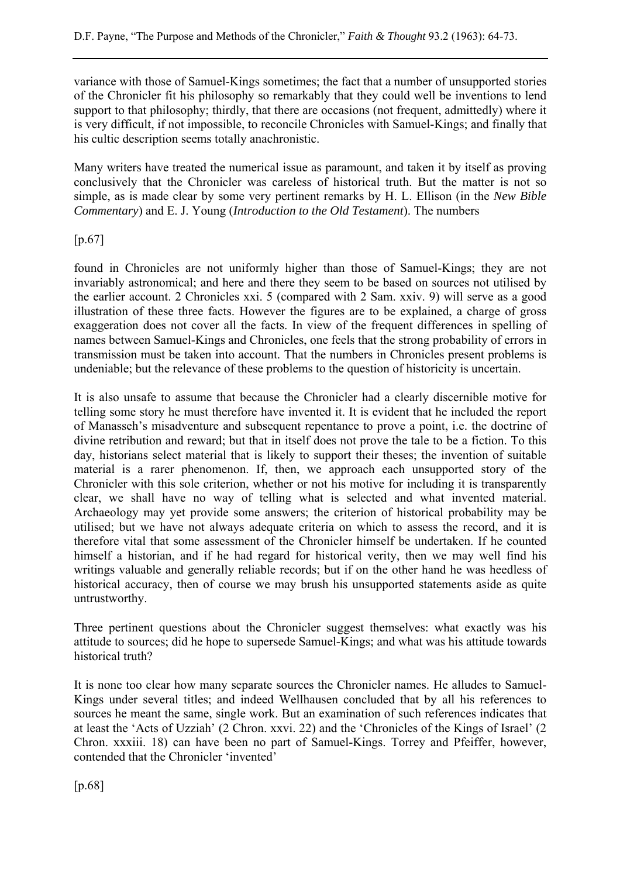variance with those of Samuel-Kings sometimes; the fact that a number of unsupported stories of the Chronicler fit his philosophy so remarkably that they could well be inventions to lend support to that philosophy; thirdly, that there are occasions (not frequent, admittedly) where it is very difficult, if not impossible, to reconcile Chronicles with Samuel-Kings; and finally that his cultic description seems totally anachronistic.

Many writers have treated the numerical issue as paramount, and taken it by itself as proving conclusively that the Chronicler was careless of historical truth. But the matter is not so simple, as is made clear by some very pertinent remarks by H. L. Ellison (in the *New Bible Commentary*) and E. J. Young (*Introduction to the Old Testament*). The numbers

[p.67]

found in Chronicles are not uniformly higher than those of Samuel-Kings; they are not invariably astronomical; and here and there they seem to be based on sources not utilised by the earlier account. 2 Chronicles xxi. 5 (compared with 2 Sam. xxiv. 9) will serve as a good illustration of these three facts. However the figures are to be explained, a charge of gross exaggeration does not cover all the facts. In view of the frequent differences in spelling of names between Samuel-Kings and Chronicles, one feels that the strong probability of errors in transmission must be taken into account. That the numbers in Chronicles present problems is undeniable; but the relevance of these problems to the question of historicity is uncertain.

It is also unsafe to assume that because the Chronicler had a clearly discernible motive for telling some story he must therefore have invented it. It is evident that he included the report of Manasseh's misadventure and subsequent repentance to prove a point, i.e. the doctrine of divine retribution and reward; but that in itself does not prove the tale to be a fiction. To this day, historians select material that is likely to support their theses; the invention of suitable material is a rarer phenomenon. If, then, we approach each unsupported story of the Chronicler with this sole criterion, whether or not his motive for including it is transparently clear, we shall have no way of telling what is selected and what invented material. Archaeology may yet provide some answers; the criterion of historical probability may be utilised; but we have not always adequate criteria on which to assess the record, and it is therefore vital that some assessment of the Chronicler himself be undertaken. If he counted himself a historian, and if he had regard for historical verity, then we may well find his writings valuable and generally reliable records; but if on the other hand he was heedless of historical accuracy, then of course we may brush his unsupported statements aside as quite untrustworthy.

Three pertinent questions about the Chronicler suggest themselves: what exactly was his attitude to sources; did he hope to supersede Samuel-Kings; and what was his attitude towards historical truth?

It is none too clear how many separate sources the Chronicler names. He alludes to Samuel-Kings under several titles; and indeed Wellhausen concluded that by all his references to sources he meant the same, single work. But an examination of such references indicates that at least the 'Acts of Uzziah' (2 Chron. xxvi. 22) and the 'Chronicles of the Kings of Israel' (2 Chron. xxxiii. 18) can have been no part of Samuel-Kings. Torrey and Pfeiffer, however, contended that the Chronicler 'invented'

[p.68]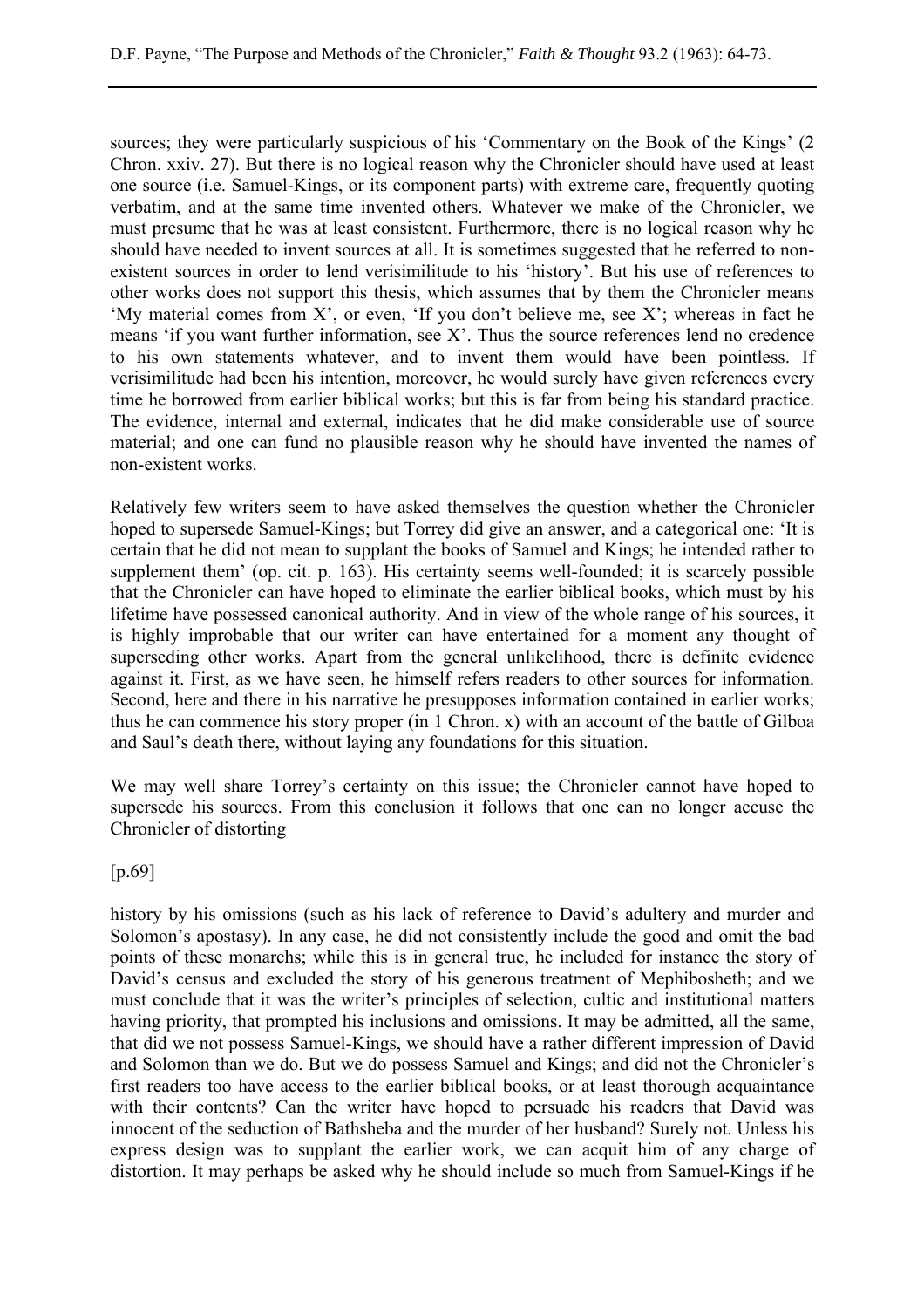sources; they were particularly suspicious of his 'Commentary on the Book of the Kings' (2 Chron. xxiv. 27). But there is no logical reason why the Chronicler should have used at least one source (i.e. Samuel-Kings, or its component parts) with extreme care, frequently quoting verbatim, and at the same time invented others. Whatever we make of the Chronicler, we must presume that he was at least consistent. Furthermore, there is no logical reason why he should have needed to invent sources at all. It is sometimes suggested that he referred to non-existent sources in order to lend verisimilitude to his 'history'. But his use of references to other works does not support this thesis, which assumes that by them the Chronicler means 'My material comes from X', or even, 'If you don't believe me, see X'; whereas in fact he means 'if you want further information, see X'. Thus the source references lend no credence to his own statements whatever, and to invent them would have been pointless. If verisimilitude had been his intention, moreover, he would surely have given references every time he borrowed from earlier biblical works; but this is far from being his standard practice. The evidence, internal and external, indicates that he did make considerable use of source material; and one can fund no plausible reason why he should have invented the names of non-existent works.

Relatively few writers seem to have asked themselves the question whether the Chronicler hoped to supersede Samuel-Kings; but Torrey did give an answer, and a categorical one: 'It is certain that he did not mean to supplant the books of Samuel and Kings; he intended rather to supplement them' (op. cit. p. 163). His certainty seems well-founded; it is scarcely possible that the Chronicler can have hoped to eliminate the earlier biblical books, which must by his lifetime have possessed canonical authority. And in view of the whole range of his sources, it is highly improbable that our writer can have entertained for a moment any thought of superseding other works. Apart from the general unlikelihood, there is definite evidence against it. First, as we have seen, he himself refers readers to other sources for information. Second, here and there in his narrative he presupposes information contained in earlier works; thus he can commence his story proper (in 1 Chron. x) with an account of the battle of Gilboa and Saul's death there, without laying any foundations for this situation.

We may well share Torrey's certainty on this issue; the Chronicler cannot have hoped to supersede his sources. From this conclusion it follows that one can no longer accuse the Chronicler of distorting

[p.69]

history by his omissions (such as his lack of reference to David's adultery and murder and Solomon's apostasy). In any case, he did not consistently include the good and omit the bad points of these monarchs; while this is in general true, he included for instance the story of David's census and excluded the story of his generous treatment of Mephibosheth; and we must conclude that it was the writer's principles of selection, cultic and institutional matters having priority, that prompted his inclusions and omissions. It may be admitted, all the same, that did we not possess Samuel-Kings, we should have a rather different impression of David and Solomon than we do. But we do possess Samuel and Kings; and did not the Chronicler's first readers too have access to the earlier biblical books, or at least thorough acquaintance with their contents? Can the writer have hoped to persuade his readers that David was innocent of the seduction of Bathsheba and the murder of her husband? Surely not. Unless his express design was to supplant the earlier work, we can acquit him of any charge of distortion. It may perhaps be asked why he should include so much from Samuel-Kings if he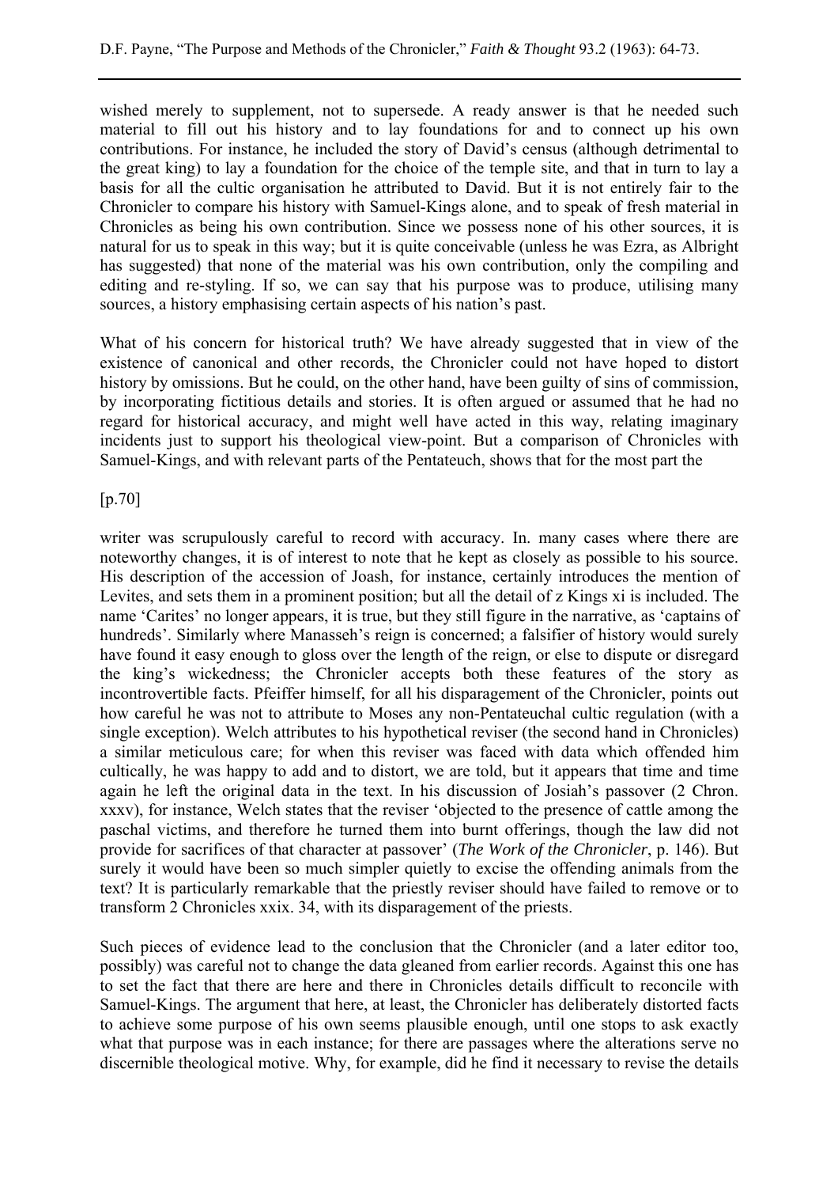wished merely to supplement, not to supersede. A ready answer is that he needed such material to fill out his history and to lay foundations for and to connect up his own contributions. For instance, he included the story of David's census (although detrimental to the great king) to lay a foundation for the choice of the temple site, and that in turn to lay a basis for all the cultic organisation he attributed to David. But it is not entirely fair to the Chronicler to compare his history with Samuel-Kings alone, and to speak of fresh material in Chronicles as being his own contribution. Since we possess none of his other sources, it is natural for us to speak in this way; but it is quite conceivable (unless he was Ezra, as Albright has suggested) that none of the material was his own contribution, only the compiling and editing and re-styling. If so, we can say that his purpose was to produce, utilising many sources, a history emphasising certain aspects of his nation's past.

What of his concern for historical truth? We have already suggested that in view of the existence of canonical and other records, the Chronicler could not have hoped to distort history by omissions. But he could, on the other hand, have been guilty of sins of commission, by incorporating fictitious details and stories. It is often argued or assumed that he had no regard for historical accuracy, and might well have acted in this way, relating imaginary incidents just to support his theological view-point. But a comparison of Chronicles with Samuel-Kings, and with relevant parts of the Pentateuch, shows that for the most part the

[p.70]

writer was scrupulously careful to record with accuracy. In. many cases where there are noteworthy changes, it is of interest to note that he kept as closely as possible to his source. His description of the accession of Joash, for instance, certainly introduces the mention of Levites, and sets them in a prominent position; but all the detail of z Kings xi is included. The name 'Carites' no longer appears, it is true, but they still figure in the narrative, as 'captains of hundreds'. Similarly where Manasseh's reign is concerned; a falsifier of history would surely have found it easy enough to gloss over the length of the reign, or else to dispute or disregard the king's wickedness; the Chronicler accepts both these features of the story as incontrovertible facts. Pfeiffer himself, for all his disparagement of the Chronicler, points out how careful he was not to attribute to Moses any non-Pentateuchal cultic regulation (with a single exception). Welch attributes to his hypothetical reviser (the second hand in Chronicles) a similar meticulous care; for when this reviser was faced with data which offended him cultically, he was happy to add and to distort, we are told, but it appears that time and time again he left the original data in the text. In his discussion of Josiah's passover (2 Chron. xxxv), for instance, Welch states that the reviser 'objected to the presence of cattle among the paschal victims, and therefore he turned them into burnt offerings, though the law did not provide for sacrifices of that character at passover' (*The Work of the Chronicler*, p. 146). But surely it would have been so much simpler quietly to excise the offending animals from the text? It is particularly remarkable that the priestly reviser should have failed to remove or to transform 2 Chronicles xxix. 34, with its disparagement of the priests.

Such pieces of evidence lead to the conclusion that the Chronicler (and a later editor too, possibly) was careful not to change the data gleaned from earlier records. Against this one has to set the fact that there are here and there in Chronicles details difficult to reconcile with Samuel-Kings. The argument that here, at least, the Chronicler has deliberately distorted facts to achieve some purpose of his own seems plausible enough, until one stops to ask exactly what that purpose was in each instance; for there are passages where the alterations serve no discernible theological motive. Why, for example, did he find it necessary to revise the details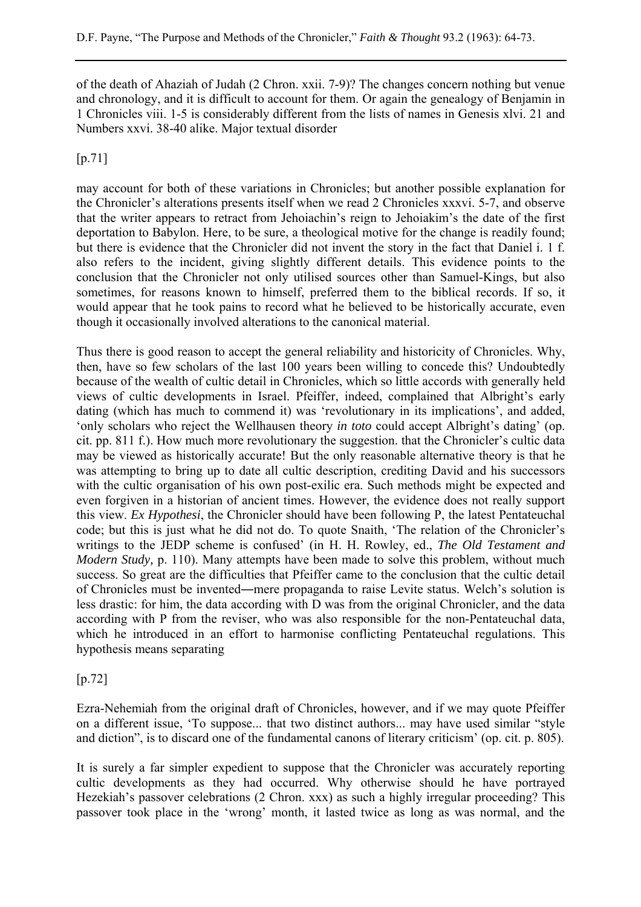of the death of Ahaziah of Judah (2 Chron. xxii. 7-9)? The changes concern nothing but venue and chronology, and it is difficult to account for them. Or again the genealogy of Benjamin in 1 Chronicles viii. 1-5 is considerably different from the lists of names in Genesis xlvi. 21 and Numbers xxvi. 38-40 alike. Major textual disorder

[p.71]

may account for both of these variations in Chronicles; but another possible explanation for the Chronicler's alterations presents itself when we read 2 Chronicles xxxvi. 5-7, and observe that the writer appears to retract from Jehoiachin's reign to Jehoiakim's the date of the first deportation to Babylon. Here, to be sure, a theological motive for the change is readily found; but there is evidence that the Chronicler did not invent the story in the fact that Daniel i. 1 f. also refers to the incident, giving slightly different details. This evidence points to the conclusion that the Chronicler not only utilised sources other than Samuel-Kings, but also sometimes, for reasons known to himself, preferred them to the biblical records. If so, it would appear that he took pains to record what he believed to be historically accurate, even though it occasionally involved alterations to the canonical material.

Thus there is good reason to accept the general reliability and historicity of Chronicles. Why, then, have so few scholars of the last 100 years been willing to concede this? Undoubtedly because of the wealth of cultic detail in Chronicles, which so little accords with generally held views of cultic developments in Israel. Pfeiffer, indeed, complained that Albright's early dating (which has much to commend it) was 'revolutionary in its implications', and added, 'only scholars who reject the Wellhausen theory *in toto* could accept Albright's dating' (op. cit. pp. 811 f.). How much more revolutionary the suggestion. that the Chronicler's cultic data may be viewed as historically accurate! But the only reasonable alternative theory is that he was attempting to bring up to date all cultic description, crediting David and his successors with the cultic organisation of his own post-exilic era. Such methods might be expected and even forgiven in a historian of ancient times. However, the evidence does not really support this view. *Ex Hypothesi*, the Chronicler should have been following P, the latest Pentateuchal code; but this is just what he did not do. To quote Snaith, 'The relation of the Chronicler's writings to the JEDP scheme is confused' (in H. H. Rowley, ed., *The Old Testament and Modern Study,* p. 110). Many attempts have been made to solve this problem, without much success. So great are the difficulties that Pfeiffer came to the conclusion that the cultic detail of Chronicles must be invented―mere propaganda to raise Levite status. Welch's solution is less drastic: for him, the data according with D was from the original Chronicler, and the data according with P from the reviser, who was also responsible for the non-Pentateuchal data, which he introduced in an effort to harmonise conflicting Pentateuchal regulations. This hypothesis means separating

[p.72]

Ezra-Nehemiah from the original draft of Chronicles, however, and if we may quote Pfeiffer on a different issue, 'To suppose... that two distinct authors... may have used similar "style and diction", is to discard one of the fundamental canons of literary criticism' (op. cit. p. 805).

It is surely a far simpler expedient to suppose that the Chronicler was accurately reporting cultic developments as they had occurred. Why otherwise should he have portrayed Hezekiah's passover celebrations (2 Chron. xxx) as such a highly irregular proceeding? This passover took place in the 'wrong' month, it lasted twice as long as was normal, and the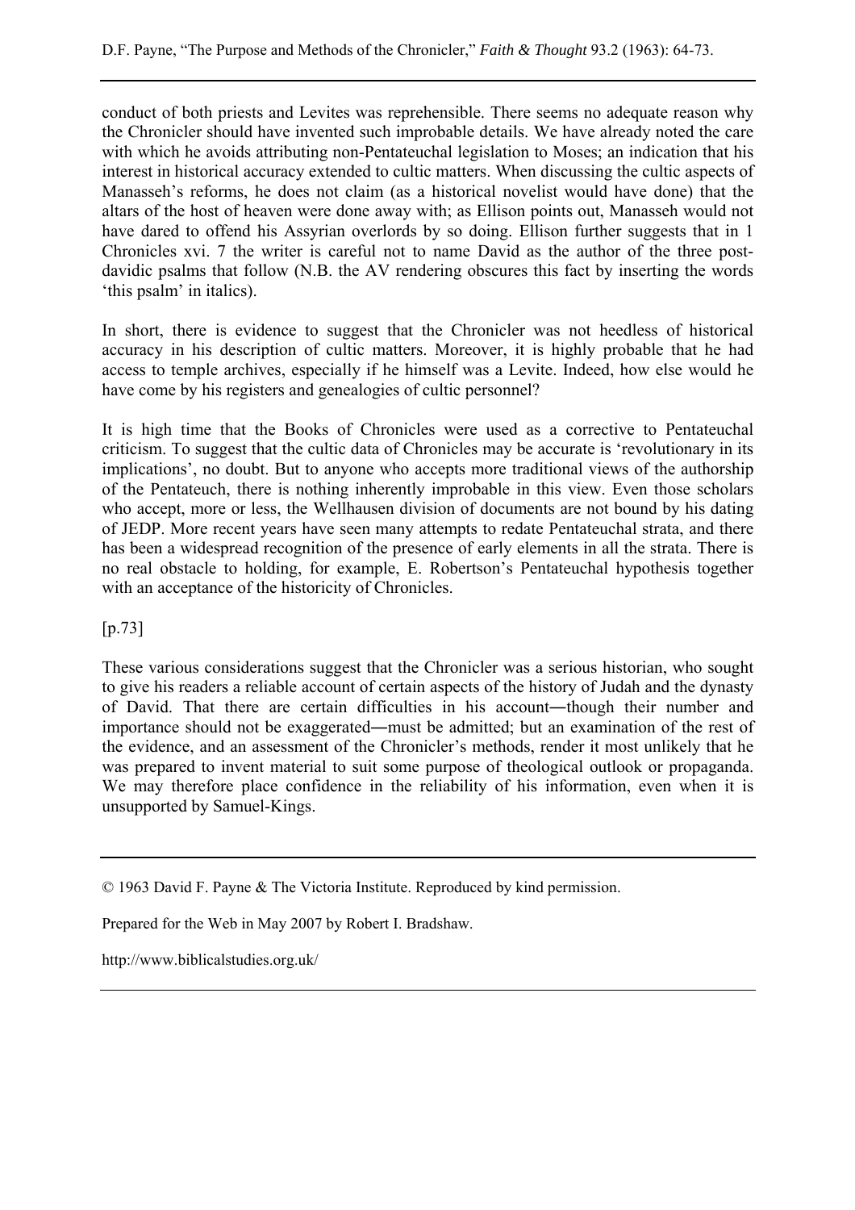conduct of both priests and Levites was reprehensible. There seems no adequate reason why the Chronicler should have invented such improbable details. We have already noted the care with which he avoids attributing non-Pentateuchal legislation to Moses; an indication that his interest in historical accuracy extended to cultic matters. When discussing the cultic aspects of Manasseh's reforms, he does not claim (as a historical novelist would have done) that the altars of the host of heaven were done away with; as Ellison points out, Manasseh would not have dared to offend his Assyrian overlords by so doing. Ellison further suggests that in 1 Chronicles xvi. 7 the writer is careful not to name David as the author of the three post-davidic psalms that follow (N.B. the AV rendering obscures this fact by inserting the words 'this psalm' in italics).

In short, there is evidence to suggest that the Chronicler was not heedless of historical accuracy in his description of cultic matters. Moreover, it is highly probable that he had access to temple archives, especially if he himself was a Levite. Indeed, how else would he have come by his registers and genealogies of cultic personnel?

It is high time that the Books of Chronicles were used as a corrective to Pentateuchal criticism. To suggest that the cultic data of Chronicles may be accurate is 'revolutionary in its implications', no doubt. But to anyone who accepts more traditional views of the authorship of the Pentateuch, there is nothing inherently improbable in this view. Even those scholars who accept, more or less, the Wellhausen division of documents are not bound by his dating of JEDP. More recent years have seen many attempts to redate Pentateuchal strata, and there has been a widespread recognition of the presence of early elements in all the strata. There is no real obstacle to holding, for example, E. Robertson's Pentateuchal hypothesis together with an acceptance of the historicity of Chronicles.

[p.73]

These various considerations suggest that the Chronicler was a serious historian, who sought to give his readers a reliable account of certain aspects of the history of Judah and the dynasty of David. That there are certain difficulties in his account—though their number and importance should not be exaggerated—must be admitted; but an examination of the rest of the evidence, and an assessment of the Chronicler's methods, render it most unlikely that he was prepared to invent material to suit some purpose of theological outlook or propaganda. We may therefore place confidence in the reliability of his information, even when it is unsupported by Samuel-Kings.

---

© 1963 David F. Payne & The Victoria Institute. Reproduced by kind permission.

Prepared for the Web in May 2007 by Robert I. Bradshaw.

http://www.biblicalstudies.org.uk/